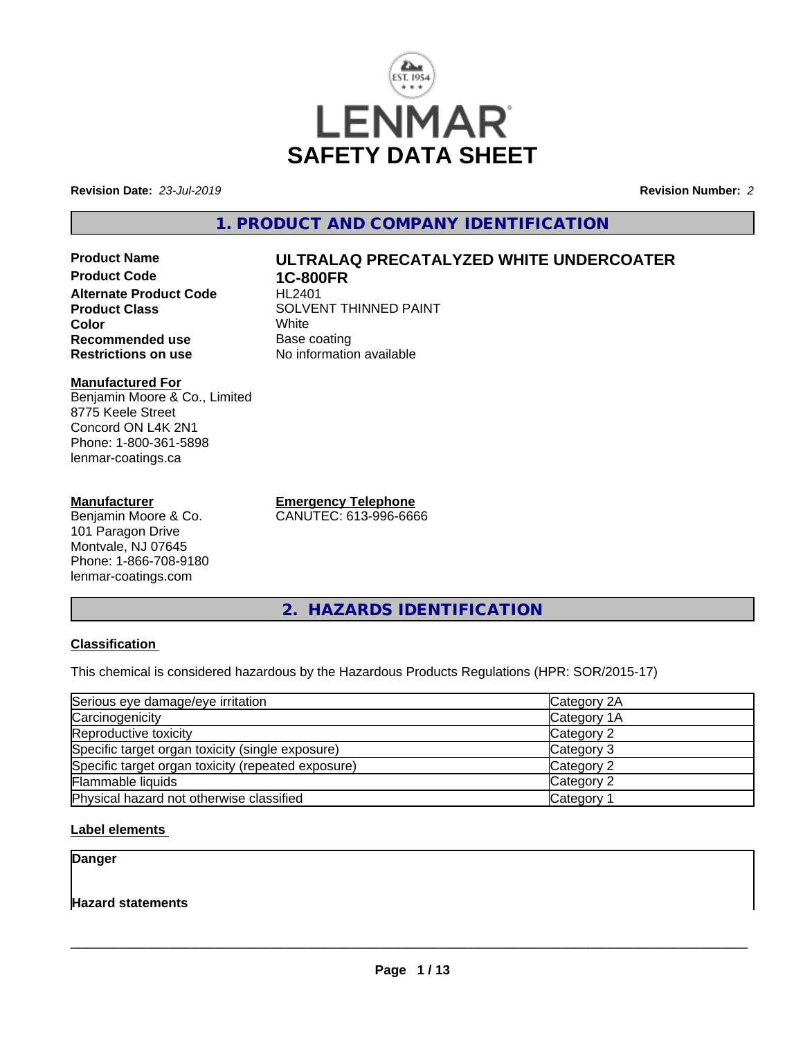LENMAR

# SAFETY DATA SHEET

**Revision Date:** *23-Jul-2019*

**Revision Number:** *2*

## 1. PRODUCT AND COMPANY IDENTIFICATION

**Product Name** **ULTRALAQ PRECATALYZED WHITE UNDERCOATER**
**Product Code** **1C-800FR**
**Alternate Product Code** HL2401
**Product Class** SOLVENT THINNED PAINT
**Color** White
**Recommended use** Base coating
**Restrictions on use** No information available

**Manufactured For**
Benjamin Moore & Co., Limited
8775 Keele Street
Concord ON L4K 2N1
Phone: 1-800-361-5898
lenmar-coatings.ca

**Manufacturer**
Benjamin Moore & Co.
101 Paragon Drive
Montvale, NJ 07645
Phone: 1-866-708-9180
lenmar-coatings.com

**Emergency Telephone**
CANUTEC: 613-996-6666

## 2. HAZARDS IDENTIFICATION

**Classification**

This chemical is considered hazardous by the Hazardous Products Regulations (HPR: SOR/2015-17)

| | |
|---|---|
| Serious eye damage/eye irritation | Category 2A |
| Carcinogenicity | Category 1A |
| Reproductive toxicity | Category 2 |
| Specific target organ toxicity (single exposure) | Category 3 |
| Specific target organ toxicity (repeated exposure) | Category 2 |
| Flammable liquids | Category 2 |
| Physical hazard not otherwise classified | Category 1 |

**Label elements**

**Danger**

**Hazard statements**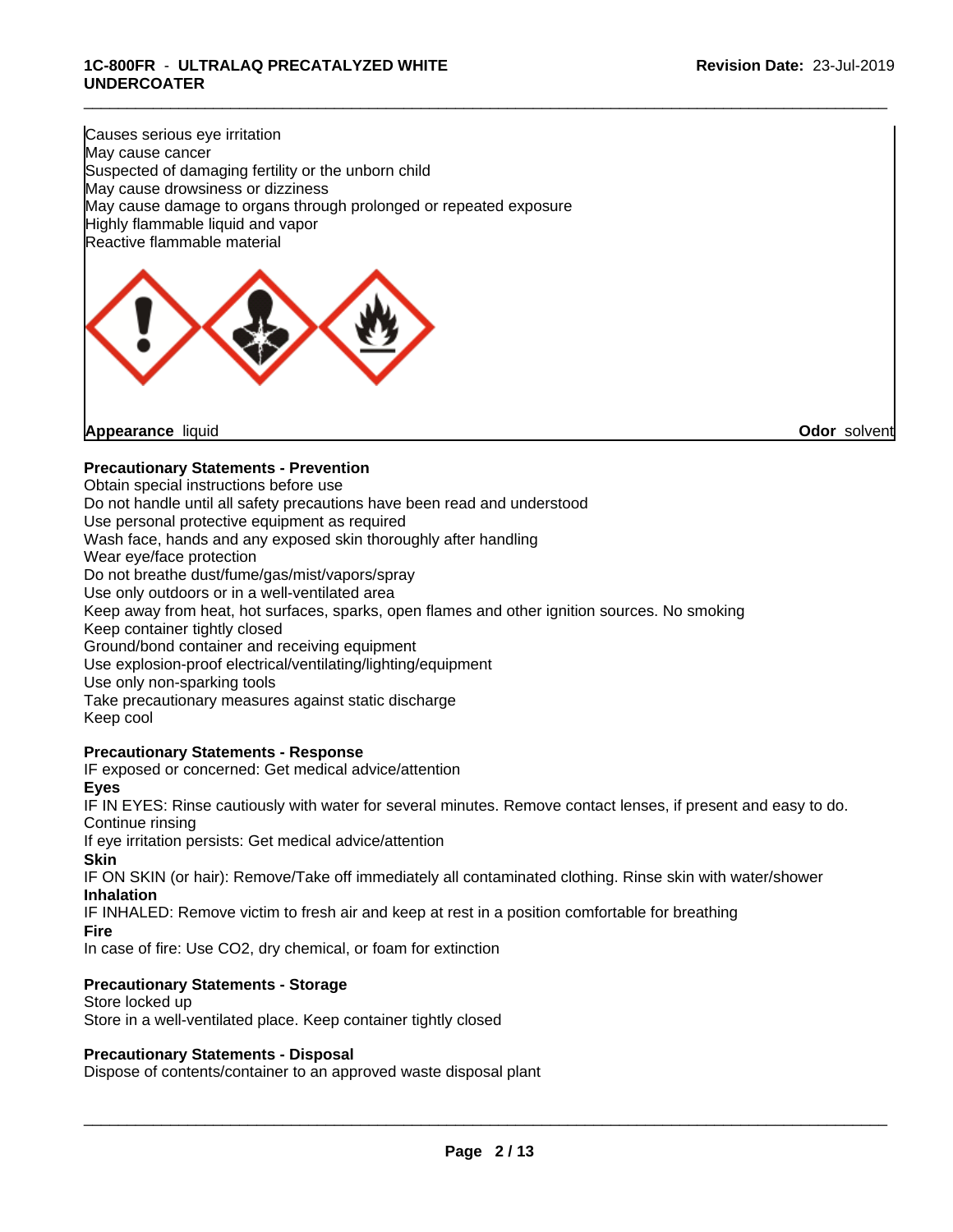Causes serious eye irritation
May cause cancer
Suspected of damaging fertility or the unborn child
May cause drowsiness or dizziness
May cause damage to organs through prolonged or repeated exposure
Highly flammable liquid and vapor
Reactive flammable material

**Appearance** liquid **Odor** solvent

**Precautionary Statements - Prevention**

Obtain special instructions before use
Do not handle until all safety precautions have been read and understood
Use personal protective equipment as required
Wash face, hands and any exposed skin thoroughly after handling
Wear eye/face protection
Do not breathe dust/fume/gas/mist/vapors/spray
Use only outdoors or in a well-ventilated area
Keep away from heat, hot surfaces, sparks, open flames and other ignition sources. No smoking
Keep container tightly closed
Ground/bond container and receiving equipment
Use explosion-proof electrical/ventilating/lighting/equipment
Use only non-sparking tools
Take precautionary measures against static discharge
Keep cool

**Precautionary Statements - Response**

IF exposed or concerned: Get medical advice/attention

**Eyes**

IF IN EYES: Rinse cautiously with water for several minutes. Remove contact lenses, if present and easy to do. Continue rinsing
If eye irritation persists: Get medical advice/attention

**Skin**

IF ON SKIN (or hair): Remove/Take off immediately all contaminated clothing. Rinse skin with water/shower

**Inhalation**

IF INHALED: Remove victim to fresh air and keep at rest in a position comfortable for breathing

**Fire**

In case of fire: Use CO2, dry chemical, or foam for extinction

**Precautionary Statements - Storage**

Store locked up
Store in a well-ventilated place. Keep container tightly closed

**Precautionary Statements - Disposal**

Dispose of contents/container to an approved waste disposal plant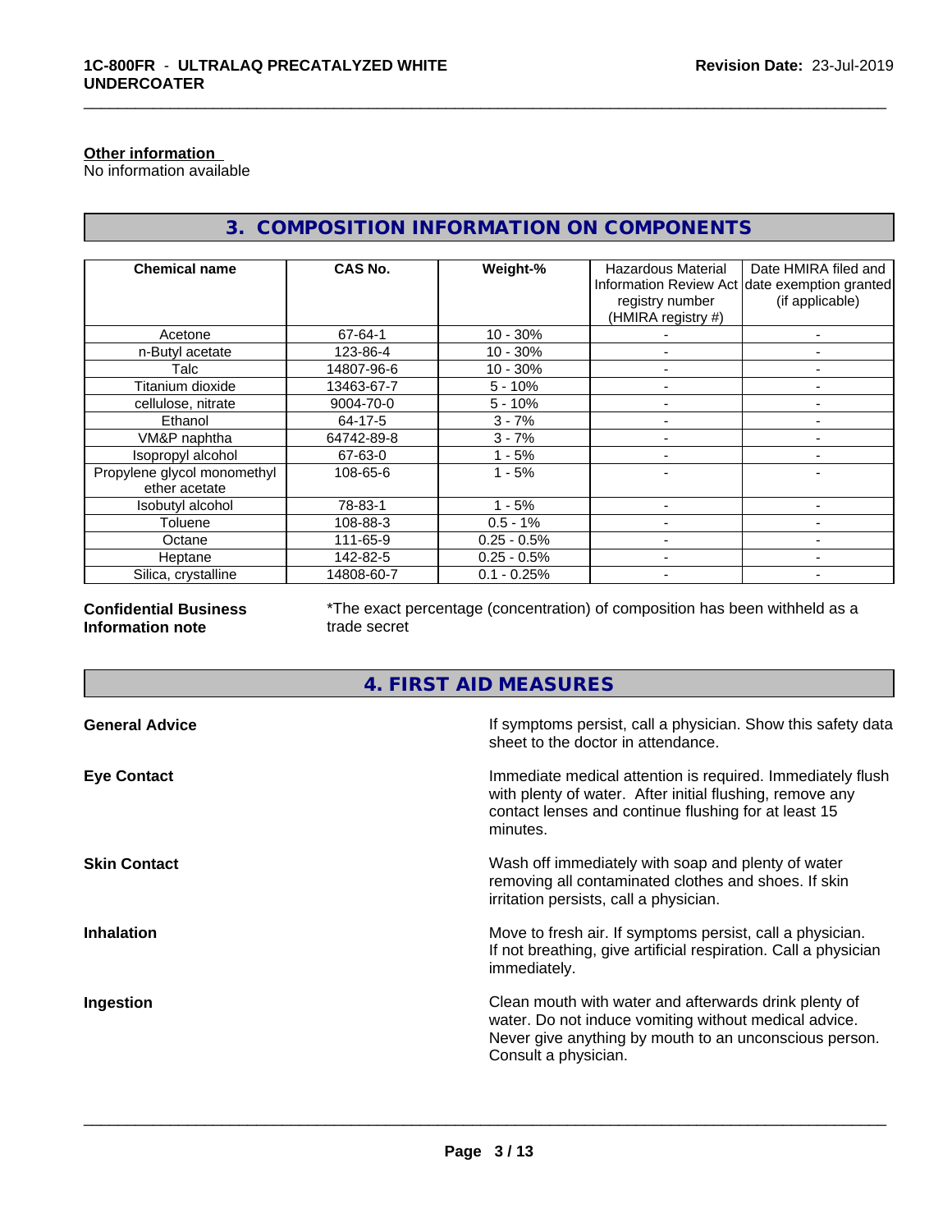**Other information**

No information available

## 3. COMPOSITION INFORMATION ON COMPONENTS

| Chemical name | CAS No. | Weight-% | Hazardous Material Information Review Act registry number (HMIRA registry #) | Date HMIRA filed and date exemption granted (if applicable) |
|---|---|---|---|---|
| Acetone | 67-64-1 | 10 - 30% | - | - |
| n-Butyl acetate | 123-86-4 | 10 - 30% | - | - |
| Talc | 14807-96-6 | 10 - 30% | - | - |
| Titanium dioxide | 13463-67-7 | 5 - 10% | - | - |
| cellulose, nitrate | 9004-70-0 | 5 - 10% | - | - |
| Ethanol | 64-17-5 | 3 - 7% | - | - |
| VM&P naphtha | 64742-89-8 | 3 - 7% | - | - |
| Isopropyl alcohol | 67-63-0 | 1 - 5% | - | - |
| Propylene glycol monomethyl ether acetate | 108-65-6 | 1 - 5% | - | - |
| Isobutyl alcohol | 78-83-1 | 1 - 5% | - | - |
| Toluene | 108-88-3 | 0.5 - 1% | - | - |
| Octane | 111-65-9 | 0.25 - 0.5% | - | - |
| Heptane | 142-82-5 | 0.25 - 0.5% | - | - |
| Silica, crystalline | 14808-60-7 | 0.1 - 0.25% | - | - |

**Confidential Business Information note**

*The exact percentage (concentration) of composition has been withheld as a trade secret

## 4. FIRST AID MEASURES

**General Advice**

If symptoms persist, call a physician. Show this safety data sheet to the doctor in attendance.

**Eye Contact**

Immediate medical attention is required. Immediately flush with plenty of water. After initial flushing, remove any contact lenses and continue flushing for at least 15 minutes.

**Skin Contact**

Wash off immediately with soap and plenty of water removing all contaminated clothes and shoes. If skin irritation persists, call a physician.

**Inhalation**

Move to fresh air. If symptoms persist, call a physician. If not breathing, give artificial respiration. Call a physician immediately.

**Ingestion**

Clean mouth with water and afterwards drink plenty of water. Do not induce vomiting without medical advice. Never give anything by mouth to an unconscious person. Consult a physician.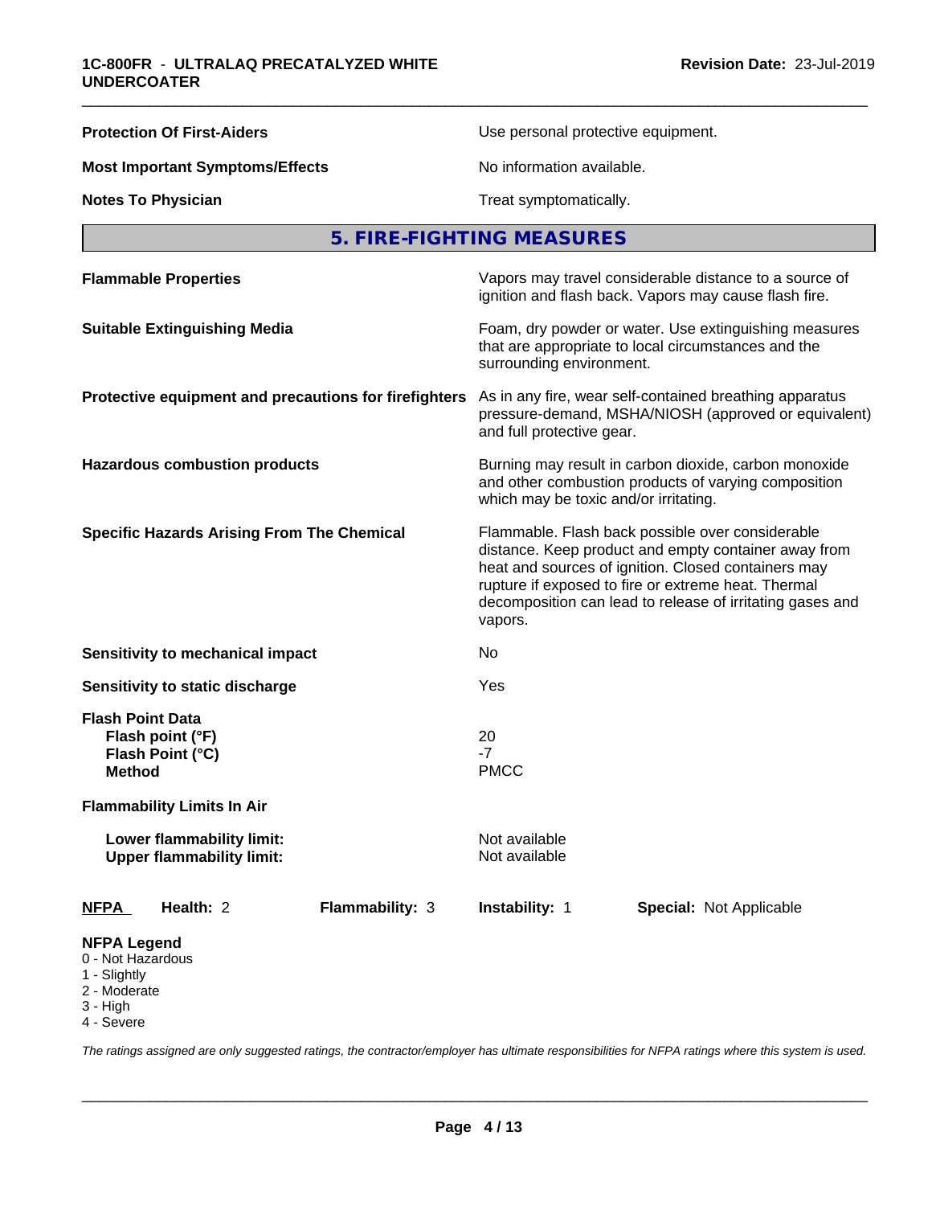| | |
|---|---|
| **Protection Of First-Aiders** | Use personal protective equipment. |
| **Most Important Symptoms/Effects** | No information available. |
| **Notes To Physician** | Treat symptomatically. |

## 5. FIRE-FIGHTING MEASURES

| | |
|---|---|
| **Flammable Properties** | Vapors may travel considerable distance to a source of ignition and flash back. Vapors may cause flash fire. |
| **Suitable Extinguishing Media** | Foam, dry powder or water. Use extinguishing measures that are appropriate to local circumstances and the surrounding environment. |
| **Protective equipment and precautions for firefighters** | As in any fire, wear self-contained breathing apparatus pressure-demand, MSHA/NIOSH (approved or equivalent) and full protective gear. |
| **Hazardous combustion products** | Burning may result in carbon dioxide, carbon monoxide and other combustion products of varying composition which may be toxic and/or irritating. |
| **Specific Hazards Arising From The Chemical** | Flammable. Flash back possible over considerable distance. Keep product and empty container away from heat and sources of ignition. Closed containers may rupture if exposed to fire or extreme heat. Thermal decomposition can lead to release of irritating gases and vapors. |
| **Sensitivity to mechanical impact** | No |
| **Sensitivity to static discharge** | Yes |

**Flash Point Data**

| | |
|---|---|
| **Flash point (°F)** | 20 |
| **Flash Point (°C)** | -7 |
| **Method** | PMCC |

**Flammability Limits In Air**

| | |
|---|---|
| **Lower flammability limit:** | Not available |
| **Upper flammability limit:** | Not available |

| **NFPA** | **Health:** 2 | **Flammability:** 3 | **Instability:** 1 | **Special:** Not Applicable |
|---|---|---|---|---|

**NFPA Legend**
- 0 - Not Hazardous
- 1 - Slightly
- 2 - Moderate
- 3 - High
- 4 - Severe

*The ratings assigned are only suggested ratings, the contractor/employer has ultimate responsibilities for NFPA ratings where this system is used.*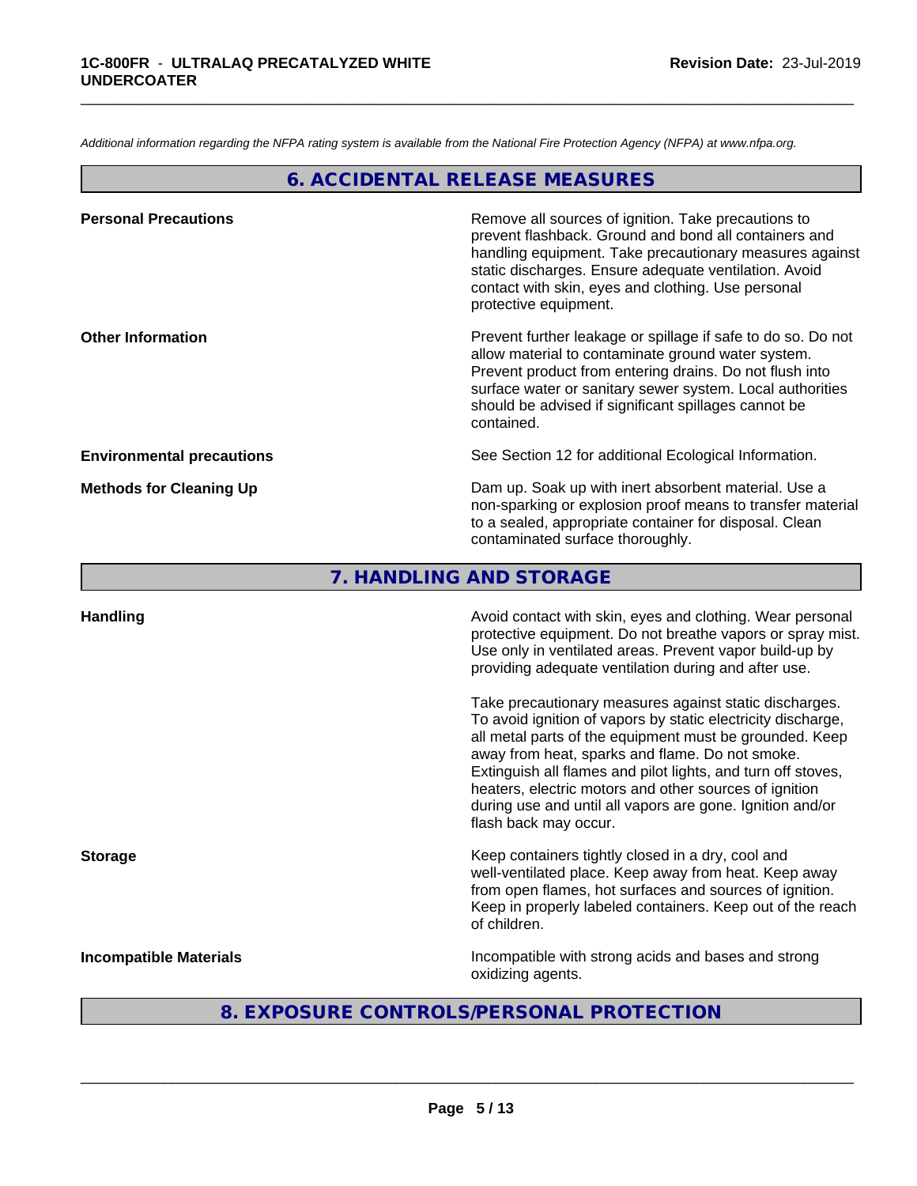*Additional information regarding the NFPA rating system is available from the National Fire Protection Agency (NFPA) at www.nfpa.org.*

## 6. ACCIDENTAL RELEASE MEASURES

**Personal Precautions**

Remove all sources of ignition. Take precautions to prevent flashback. Ground and bond all containers and handling equipment. Take precautionary measures against static discharges. Ensure adequate ventilation. Avoid contact with skin, eyes and clothing. Use personal protective equipment.

**Other Information**

Prevent further leakage or spillage if safe to do so. Do not allow material to contaminate ground water system. Prevent product from entering drains. Do not flush into surface water or sanitary sewer system. Local authorities should be advised if significant spillages cannot be contained.

**Environmental precautions**

See Section 12 for additional Ecological Information.

**Methods for Cleaning Up**

Dam up. Soak up with inert absorbent material. Use a non-sparking or explosion proof means to transfer material to a sealed, appropriate container for disposal. Clean contaminated surface thoroughly.

## 7. HANDLING AND STORAGE

**Handling**

Avoid contact with skin, eyes and clothing. Wear personal protective equipment. Do not breathe vapors or spray mist. Use only in ventilated areas. Prevent vapor build-up by providing adequate ventilation during and after use.

Take precautionary measures against static discharges. To avoid ignition of vapors by static electricity discharge, all metal parts of the equipment must be grounded. Keep away from heat, sparks and flame. Do not smoke. Extinguish all flames and pilot lights, and turn off stoves, heaters, electric motors and other sources of ignition during use and until all vapors are gone. Ignition and/or flash back may occur.

**Storage**

Keep containers tightly closed in a dry, cool and well-ventilated place. Keep away from heat. Keep away from open flames, hot surfaces and sources of ignition. Keep in properly labeled containers. Keep out of the reach of children.

**Incompatible Materials**

Incompatible with strong acids and bases and strong oxidizing agents.

## 8. EXPOSURE CONTROLS/PERSONAL PROTECTION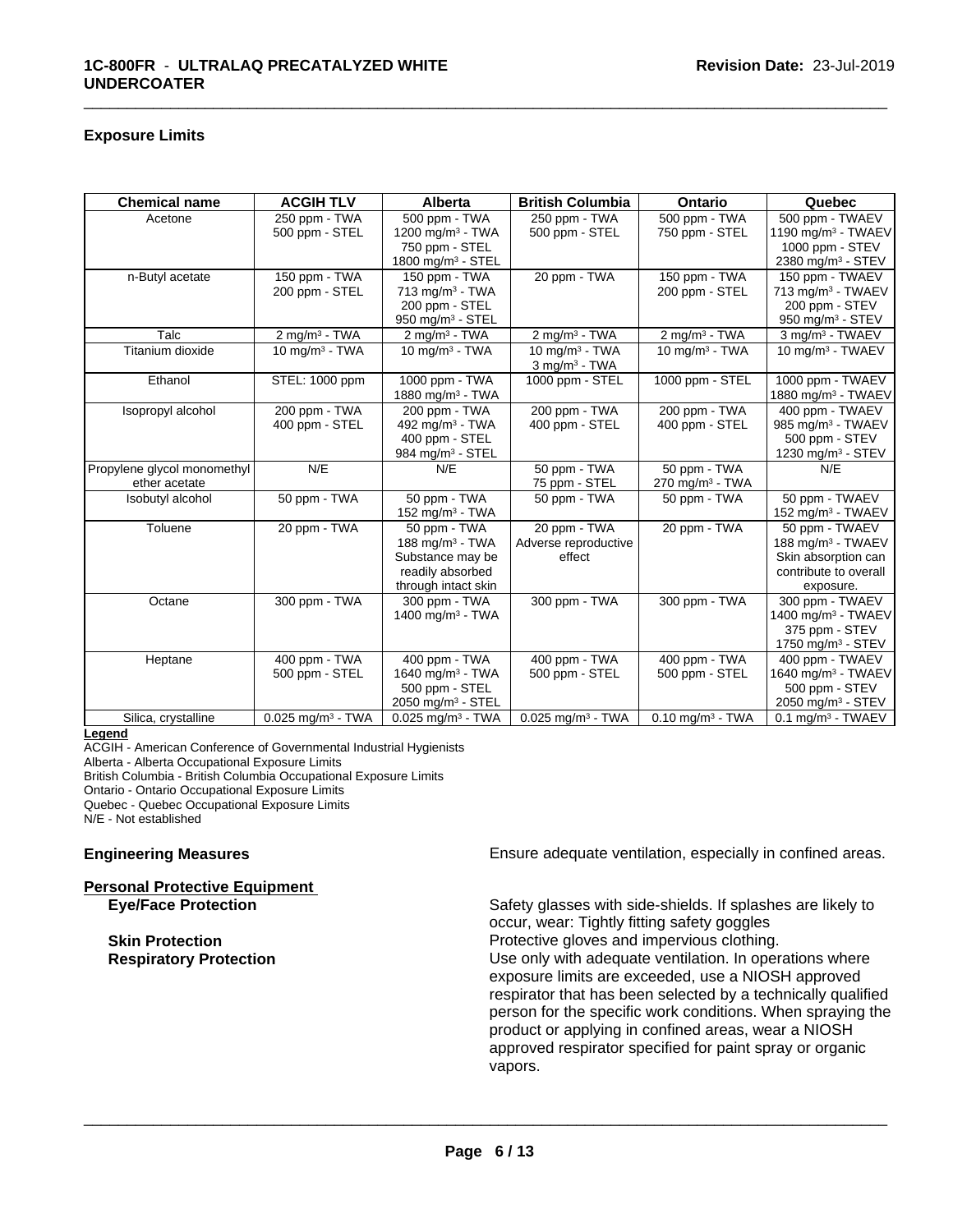### Exposure Limits

| Chemical name | ACGIH TLV | Alberta | British Columbia | Ontario | Quebec |
|---|---|---|---|---|---|
| Acetone | 250 ppm - TWA<br>500 ppm - STEL | 500 ppm - TWA<br>1200 mg/m³ - TWA<br>750 ppm - STEL<br>1800 mg/m³ - STEL | 250 ppm - TWA<br>500 ppm - STEL | 500 ppm - TWA<br>750 ppm - STEL | 500 ppm - TWAEV<br>1190 mg/m³ - TWAEV<br>1000 ppm - STEV<br>2380 mg/m³ - STEV |
| n-Butyl acetate | 150 ppm - TWA<br>200 ppm - STEL | 150 ppm - TWA<br>713 mg/m³ - TWA<br>200 ppm - STEL<br>950 mg/m³ - STEL | 20 ppm - TWA | 150 ppm - TWA<br>200 ppm - STEL | 150 ppm - TWAEV<br>713 mg/m³ - TWAEV<br>200 ppm - STEV<br>950 mg/m³ - STEV |
| Talc | 2 mg/m³ - TWA | 2 mg/m³ - TWA | 2 mg/m³ - TWA | 2 mg/m³ - TWA | 3 mg/m³ - TWAEV |
| Titanium dioxide | 10 mg/m³ - TWA | 10 mg/m³ - TWA | 10 mg/m³ - TWA<br>3 mg/m³ - TWA | 10 mg/m³ - TWA | 10 mg/m³ - TWAEV |
| Ethanol | STEL: 1000 ppm | 1000 ppm - TWA<br>1880 mg/m³ - TWA | 1000 ppm - STEL | 1000 ppm - STEL | 1000 ppm - TWAEV<br>1880 mg/m³ - TWAEV |
| Isopropyl alcohol | 200 ppm - TWA<br>400 ppm - STEL | 200 ppm - TWA<br>492 mg/m³ - TWA<br>400 ppm - STEL<br>984 mg/m³ - STEL | 200 ppm - TWA<br>400 ppm - STEL | 200 ppm - TWA<br>400 ppm - STEL | 400 ppm - TWAEV<br>985 mg/m³ - TWAEV<br>500 ppm - STEV<br>1230 mg/m³ - STEV |
| Propylene glycol monomethyl ether acetate | N/E | N/E | 50 ppm - TWA<br>75 ppm - STEL | 50 ppm - TWA<br>270 mg/m³ - TWA | N/E |
| Isobutyl alcohol | 50 ppm - TWA | 50 ppm - TWA<br>152 mg/m³ - TWA | 50 ppm - TWA | 50 ppm - TWA | 50 ppm - TWAEV<br>152 mg/m³ - TWAEV |
| Toluene | 20 ppm - TWA | 50 ppm - TWA<br>188 mg/m³ - TWA<br>Substance may be readily absorbed through intact skin | 20 ppm - TWA<br>Adverse reproductive effect | 20 ppm - TWA | 50 ppm - TWAEV<br>188 mg/m³ - TWAEV<br>Skin absorption can contribute to overall exposure. |
| Octane | 300 ppm - TWA | 300 ppm - TWA<br>1400 mg/m³ - TWA | 300 ppm - TWA | 300 ppm - TWA | 300 ppm - TWAEV<br>1400 mg/m³ - TWAEV<br>375 ppm - STEV<br>1750 mg/m³ - STEV |
| Heptane | 400 ppm - TWA<br>500 ppm - STEL | 400 ppm - TWA<br>1640 mg/m³ - TWA<br>500 ppm - STEL<br>2050 mg/m³ - STEL | 400 ppm - TWA<br>500 ppm - STEL | 400 ppm - TWA<br>500 ppm - STEL | 400 ppm - TWAEV<br>1640 mg/m³ - TWAEV<br>500 ppm - STEV<br>2050 mg/m³ - STEV |
| Silica, crystalline | 0.025 mg/m³ - TWA | 0.025 mg/m³ - TWA | 0.025 mg/m³ - TWA | 0.10 mg/m³ - TWA | 0.1 mg/m³ - TWAEV |

**Legend**

ACGIH - American Conference of Governmental Industrial Hygienists
Alberta - Alberta Occupational Exposure Limits
British Columbia - British Columbia Occupational Exposure Limits
Ontario - Ontario Occupational Exposure Limits
Quebec - Quebec Occupational Exposure Limits
N/E - Not established

**Engineering Measures** Ensure adequate ventilation, especially in confined areas.

**Personal Protective Equipment**

**Eye/Face Protection** Safety glasses with side-shields. If splashes are likely to occur, wear: Tightly fitting safety goggles

**Skin Protection** Protective gloves and impervious clothing.

**Respiratory Protection** Use only with adequate ventilation. In operations where exposure limits are exceeded, use a NIOSH approved respirator that has been selected by a technically qualified person for the specific work conditions. When spraying the product or applying in confined areas, wear a NIOSH approved respirator specified for paint spray or organic vapors.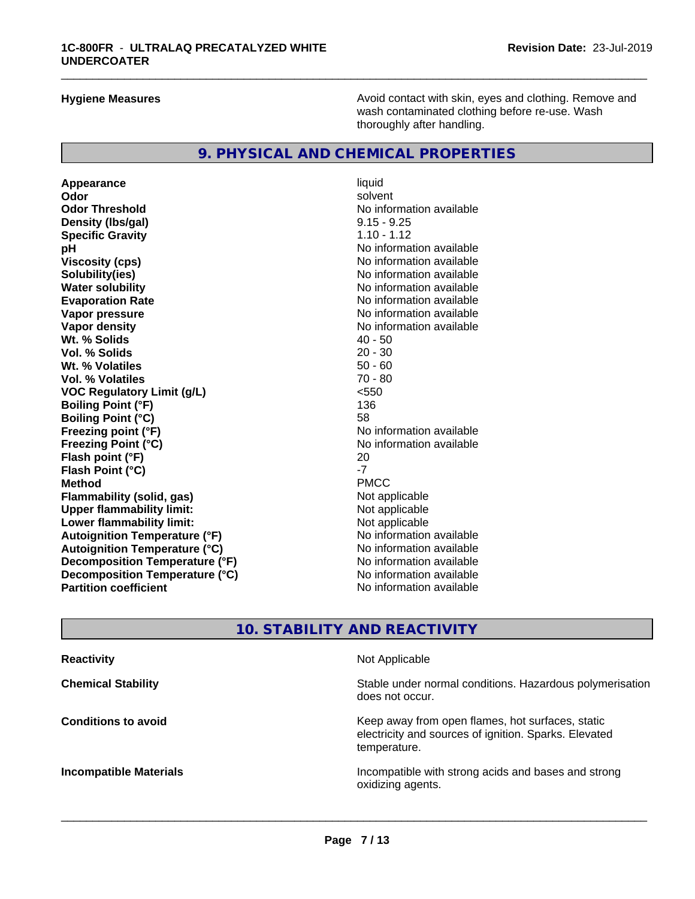| | |
|---|---|
| **Hygiene Measures** | Avoid contact with skin, eyes and clothing. Remove and wash contaminated clothing before re-use. Wash thoroughly after handling. |

## 9. PHYSICAL AND CHEMICAL PROPERTIES

| | |
|---|---|
| **Appearance** | liquid |
| **Odor** | solvent |
| **Odor Threshold** | No information available |
| **Density (lbs/gal)** | 9.15 - 9.25 |
| **Specific Gravity** | 1.10 - 1.12 |
| **pH** | No information available |
| **Viscosity (cps)** | No information available |
| **Solubility(ies)** | No information available |
| **Water solubility** | No information available |
| **Evaporation Rate** | No information available |
| **Vapor pressure** | No information available |
| **Vapor density** | No information available |
| **Wt. % Solids** | 40 - 50 |
| **Vol. % Solids** | 20 - 30 |
| **Wt. % Volatiles** | 50 - 60 |
| **Vol. % Volatiles** | 70 - 80 |
| **VOC Regulatory Limit (g/L)** | <550 |
| **Boiling Point (°F)** | 136 |
| **Boiling Point (°C)** | 58 |
| **Freezing point (°F)** | No information available |
| **Freezing Point (°C)** | No information available |
| **Flash point (°F)** | 20 |
| **Flash Point (°C)** | -7 |
| **Method** | PMCC |
| **Flammability (solid, gas)** | Not applicable |
| **Upper flammability limit:** | Not applicable |
| **Lower flammability limit:** | Not applicable |
| **Autoignition Temperature (°F)** | No information available |
| **Autoignition Temperature (°C)** | No information available |
| **Decomposition Temperature (°F)** | No information available |
| **Decomposition Temperature (°C)** | No information available |
| **Partition coefficient** | No information available |

## 10. STABILITY AND REACTIVITY

| | |
|---|---|
| **Reactivity** | Not Applicable |
| **Chemical Stability** | Stable under normal conditions. Hazardous polymerisation does not occur. |
| **Conditions to avoid** | Keep away from open flames, hot surfaces, static electricity and sources of ignition. Sparks. Elevated temperature. |
| **Incompatible Materials** | Incompatible with strong acids and bases and strong oxidizing agents. |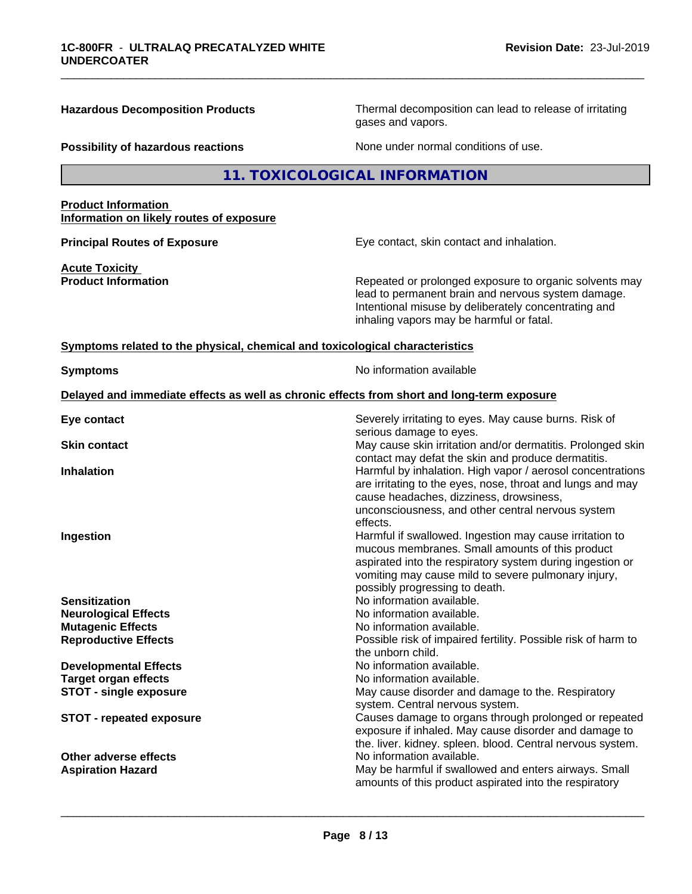**Hazardous Decomposition Products** — Thermal decomposition can lead to release of irritating gases and vapors.

**Possibility of hazardous reactions** — None under normal conditions of use.

## 11. TOXICOLOGICAL INFORMATION

**Product Information**
**Information on likely routes of exposure**

**Principal Routes of Exposure** — Eye contact, skin contact and inhalation.

**Acute Toxicity**
**Product Information** — Repeated or prolonged exposure to organic solvents may lead to permanent brain and nervous system damage. Intentional misuse by deliberately concentrating and inhaling vapors may be harmful or fatal.

**Symptoms related to the physical, chemical and toxicological characteristics**

**Symptoms** — No information available

**Delayed and immediate effects as well as chronic effects from short and long-term exposure**

| | |
|---|---|
| **Eye contact** | Severely irritating to eyes. May cause burns. Risk of serious damage to eyes. |
| **Skin contact** | May cause skin irritation and/or dermatitis. Prolonged skin contact may defat the skin and produce dermatitis. |
| **Inhalation** | Harmful by inhalation. High vapor / aerosol concentrations are irritating to the eyes, nose, throat and lungs and may cause headaches, dizziness, drowsiness, unconsciousness, and other central nervous system effects. |
| **Ingestion** | Harmful if swallowed. Ingestion may cause irritation to mucous membranes. Small amounts of this product aspirated into the respiratory system during ingestion or vomiting may cause mild to severe pulmonary injury, possibly progressing to death. |
| **Sensitization** | No information available. |
| **Neurological Effects** | No information available. |
| **Mutagenic Effects** | No information available. |
| **Reproductive Effects** | Possible risk of impaired fertility. Possible risk of harm to the unborn child. |
| **Developmental Effects** | No information available. |
| **Target organ effects** | No information available. |
| **STOT - single exposure** | May cause disorder and damage to the. Respiratory system. Central nervous system. |
| **STOT - repeated exposure** | Causes damage to organs through prolonged or repeated exposure if inhaled. May cause disorder and damage to the. liver. kidney. spleen. blood. Central nervous system. |
| **Other adverse effects** | No information available. |
| **Aspiration Hazard** | May be harmful if swallowed and enters airways. Small amounts of this product aspirated into the respiratory |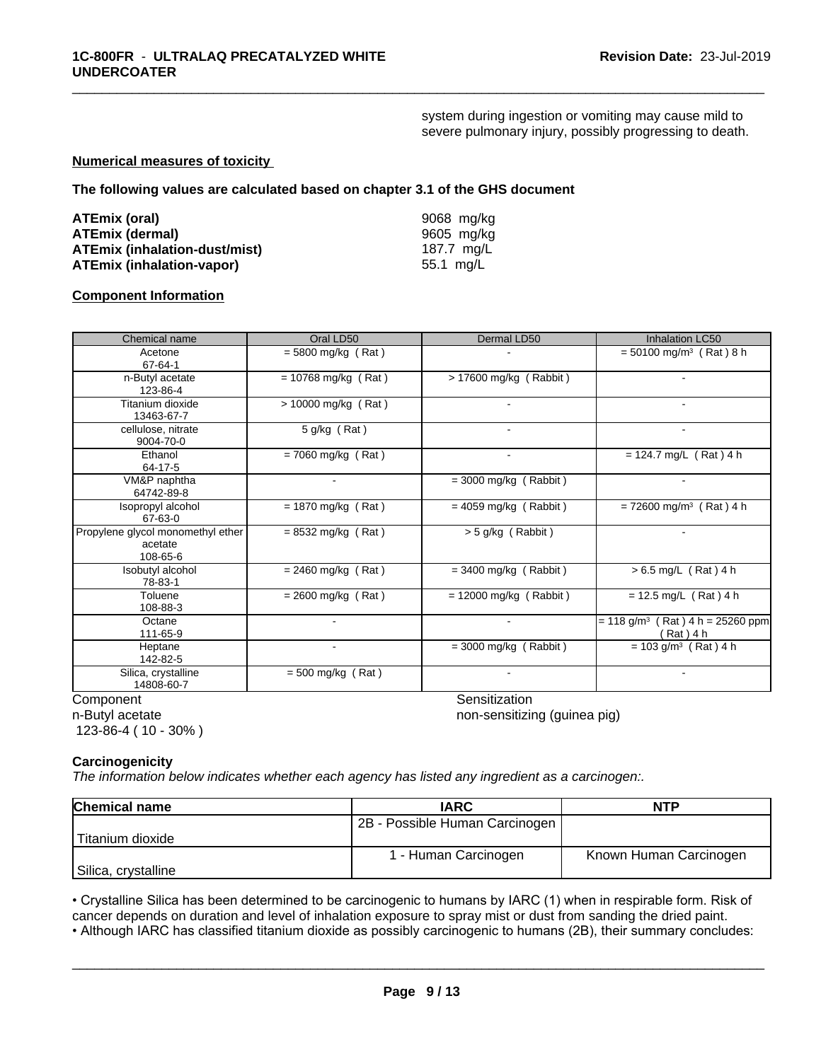system during ingestion or vomiting may cause mild to severe pulmonary injury, possibly progressing to death.

**Numerical measures of toxicity**

**The following values are calculated based on chapter 3.1 of the GHS document**

| | |
|---|---|
| **ATEmix (oral)** | 9068 mg/kg |
| **ATEmix (dermal)** | 9605 mg/kg |
| **ATEmix (inhalation-dust/mist)** | 187.7 mg/L |
| **ATEmix (inhalation-vapor)** | 55.1 mg/L |

**Component Information**

| Chemical name | Oral LD50 | Dermal LD50 | Inhalation LC50 |
|---|---|---|---|
| Acetone<br>67-64-1 | = 5800 mg/kg ( Rat ) | - | = 50100 mg/m³ ( Rat ) 8 h |
| n-Butyl acetate<br>123-86-4 | = 10768 mg/kg ( Rat ) | > 17600 mg/kg ( Rabbit ) | - |
| Titanium dioxide<br>13463-67-7 | > 10000 mg/kg ( Rat ) | - | - |
| cellulose, nitrate<br>9004-70-0 | 5 g/kg ( Rat ) | - | - |
| Ethanol<br>64-17-5 | = 7060 mg/kg ( Rat ) | - | = 124.7 mg/L ( Rat ) 4 h |
| VM&P naphtha<br>64742-89-8 | - | = 3000 mg/kg ( Rabbit ) | - |
| Isopropyl alcohol<br>67-63-0 | = 1870 mg/kg ( Rat ) | = 4059 mg/kg ( Rabbit ) | = 72600 mg/m³ ( Rat ) 4 h |
| Propylene glycol monomethyl ether acetate<br>108-65-6 | = 8532 mg/kg ( Rat ) | > 5 g/kg ( Rabbit ) | - |
| Isobutyl alcohol<br>78-83-1 | = 2460 mg/kg ( Rat ) | = 3400 mg/kg ( Rabbit ) | > 6.5 mg/L ( Rat ) 4 h |
| Toluene<br>108-88-3 | = 2600 mg/kg ( Rat ) | = 12000 mg/kg ( Rabbit ) | = 12.5 mg/L ( Rat ) 4 h |
| Octane<br>111-65-9 | - | - | = 118 g/m³ ( Rat ) 4 h = 25260 ppm ( Rat ) 4 h |
| Heptane<br>142-82-5 | - | = 3000 mg/kg ( Rabbit ) | = 103 g/m³ ( Rat ) 4 h |
| Silica, crystalline<br>14808-60-7 | = 500 mg/kg ( Rat ) | - | - |

| Component | Sensitization |
|---|---|
| n-Butyl acetate<br>123-86-4 ( 10 - 30% ) | non-sensitizing (guinea pig) |

**Carcinogenicity**

*The information below indicates whether each agency has listed any ingredient as a carcinogen:.*

| Chemical name | IARC | NTP |
|---|---|---|
| Titanium dioxide | 2B - Possible Human Carcinogen | |
| Silica, crystalline | 1 - Human Carcinogen | Known Human Carcinogen |

• Crystalline Silica has been determined to be carcinogenic to humans by IARC (1) when in respirable form. Risk of cancer depends on duration and level of inhalation exposure to spray mist or dust from sanding the dried paint.
• Although IARC has classified titanium dioxide as possibly carcinogenic to humans (2B), their summary concludes: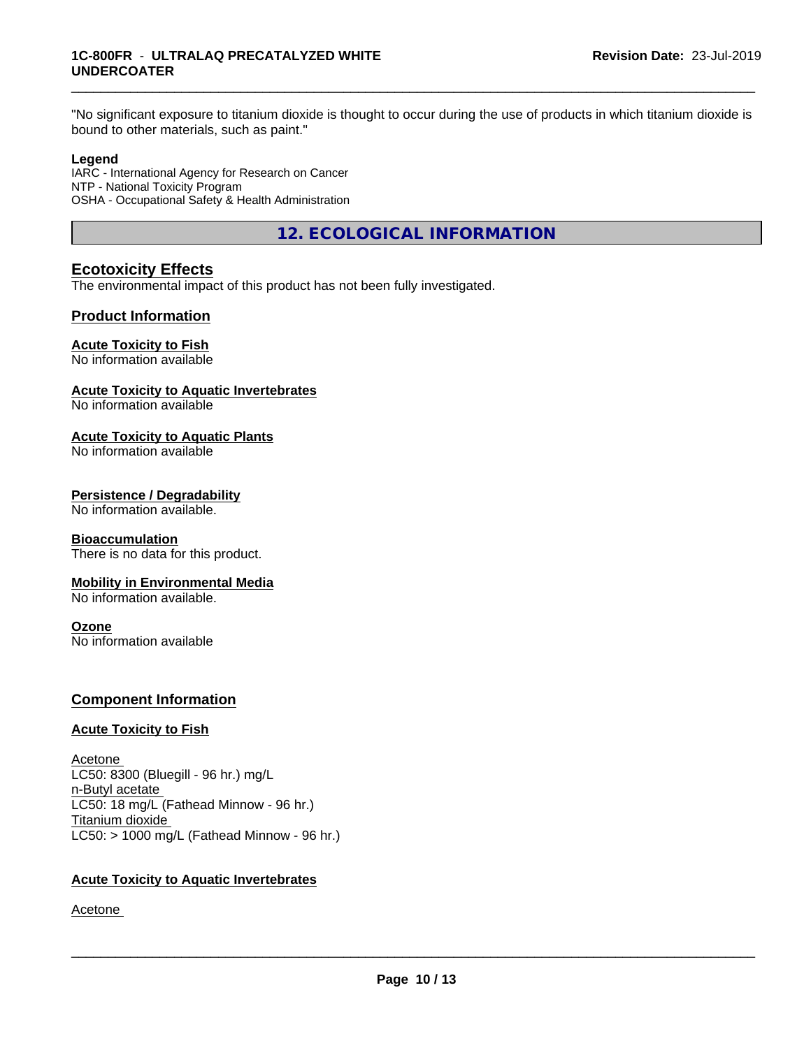"No significant exposure to titanium dioxide is thought to occur during the use of products in which titanium dioxide is bound to other materials, such as paint."

**Legend**

IARC - International Agency for Research on Cancer
NTP - National Toxicity Program
OSHA - Occupational Safety & Health Administration

## 12. ECOLOGICAL INFORMATION

### Ecotoxicity Effects

The environmental impact of this product has not been fully investigated.

### Product Information

**Acute Toxicity to Fish**
No information available

**Acute Toxicity to Aquatic Invertebrates**
No information available

**Acute Toxicity to Aquatic Plants**
No information available

**Persistence / Degradability**
No information available.

**Bioaccumulation**
There is no data for this product.

**Mobility in Environmental Media**
No information available.

**Ozone**
No information available

### Component Information

**Acute Toxicity to Fish**

Acetone
LC50: 8300 (Bluegill - 96 hr.) mg/L
n-Butyl acetate
LC50: 18 mg/L (Fathead Minnow - 96 hr.)
Titanium dioxide
LC50: > 1000 mg/L (Fathead Minnow - 96 hr.)

**Acute Toxicity to Aquatic Invertebrates**

Acetone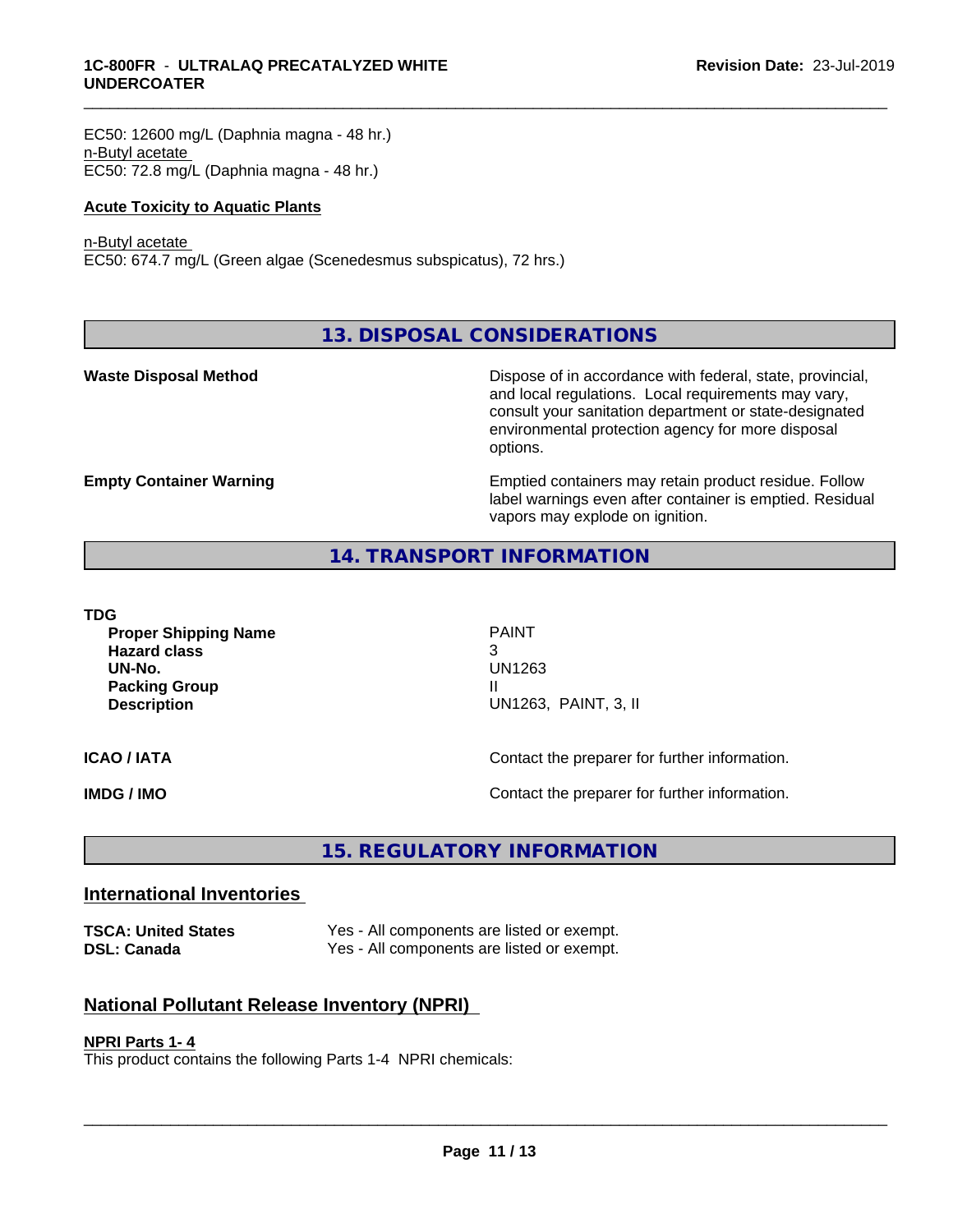EC50: 12600 mg/L (Daphnia magna - 48 hr.)
n-Butyl acetate
EC50: 72.8 mg/L (Daphnia magna - 48 hr.)

**Acute Toxicity to Aquatic Plants**

n-Butyl acetate
EC50: 674.7 mg/L (Green algae (Scenedesmus subspicatus), 72 hrs.)

## 13. DISPOSAL CONSIDERATIONS

**Waste Disposal Method**

Dispose of in accordance with federal, state, provincial, and local regulations. Local requirements may vary, consult your sanitation department or state-designated environmental protection agency for more disposal options.

**Empty Container Warning**

Emptied containers may retain product residue. Follow label warnings even after container is emptied. Residual vapors may explode on ignition.

## 14. TRANSPORT INFORMATION

**TDG**

| | |
|---|---|
| **Proper Shipping Name** | PAINT |
| **Hazard class** | 3 |
| **UN-No.** | UN1263 |
| **Packing Group** | II |
| **Description** | UN1263, PAINT, 3, II |

**ICAO / IATA** Contact the preparer for further information.

**IMDG / IMO** Contact the preparer for further information.

## 15. REGULATORY INFORMATION

### International Inventories

| | |
|---|---|
| **TSCA: United States** | Yes - All components are listed or exempt. |
| **DSL: Canada** | Yes - All components are listed or exempt. |

### National Pollutant Release Inventory (NPRI)

**NPRI Parts 1- 4**

This product contains the following Parts 1-4 NPRI chemicals: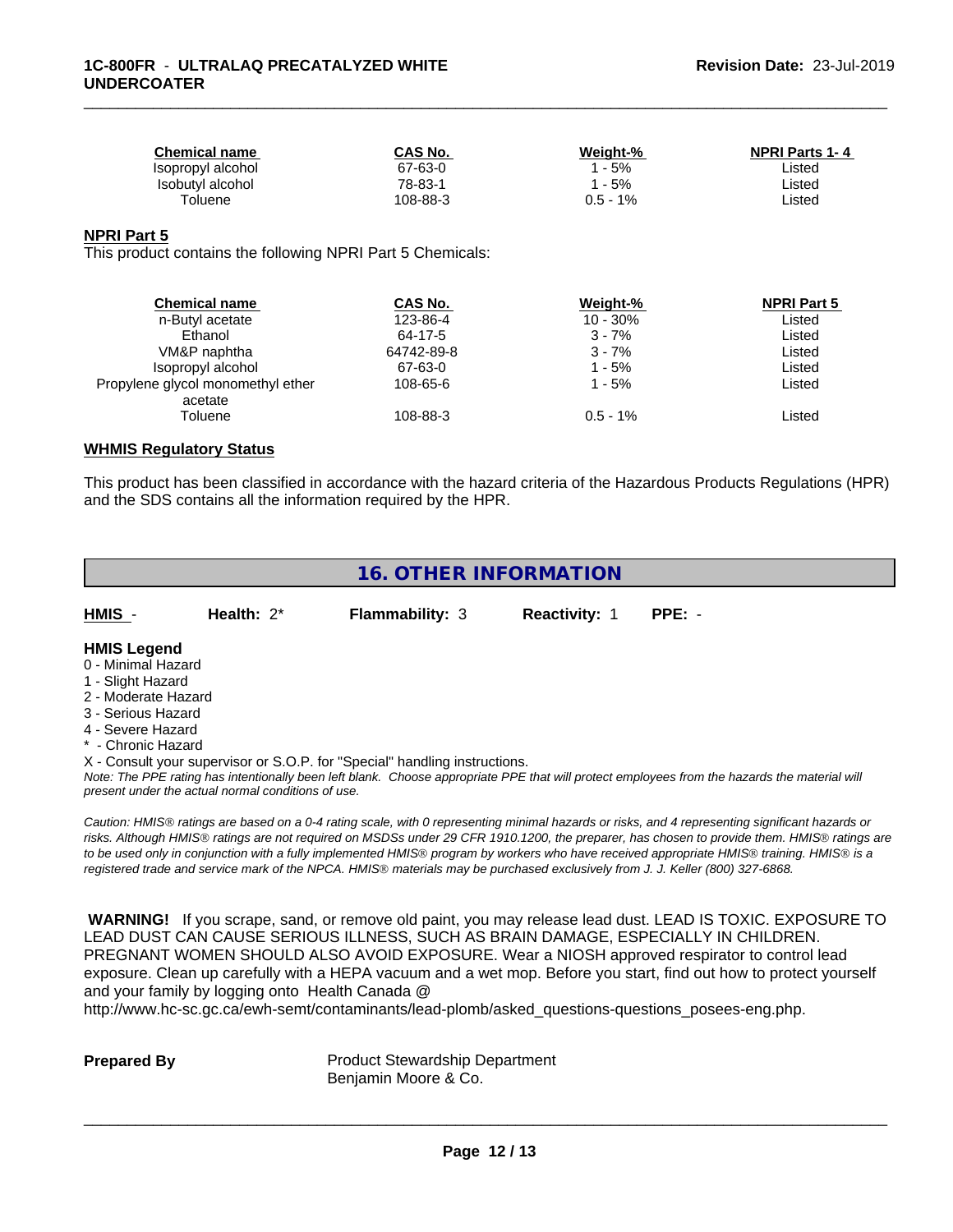| Chemical name | CAS No. | Weight-% | NPRI Parts 1- 4 |
|---|---|---|---|
| Isopropyl alcohol | 67-63-0 | 1 - 5% | Listed |
| Isobutyl alcohol | 78-83-1 | 1 - 5% | Listed |
| Toluene | 108-88-3 | 0.5 - 1% | Listed |

**NPRI Part 5**

This product contains the following NPRI Part 5 Chemicals:

| Chemical name | CAS No. | Weight-% | NPRI Part 5 |
|---|---|---|---|
| n-Butyl acetate | 123-86-4 | 10 - 30% | Listed |
| Ethanol | 64-17-5 | 3 - 7% | Listed |
| VM&P naphtha | 64742-89-8 | 3 - 7% | Listed |
| Isopropyl alcohol | 67-63-0 | 1 - 5% | Listed |
| Propylene glycol monomethyl ether acetate | 108-65-6 | 1 - 5% | Listed |
| Toluene | 108-88-3 | 0.5 - 1% | Listed |

**WHMIS Regulatory Status**

This product has been classified in accordance with the hazard criteria of the Hazardous Products Regulations (HPR) and the SDS contains all the information required by the HPR.

## 16. OTHER INFORMATION

**HMIS** - **Health:** 2* **Flammability:** 3 **Reactivity:** 1 **PPE:** -

**HMIS Legend**

0 - Minimal Hazard
1 - Slight Hazard
2 - Moderate Hazard
3 - Serious Hazard
4 - Severe Hazard
* - Chronic Hazard
X - Consult your supervisor or S.O.P. for "Special" handling instructions.

*Note: The PPE rating has intentionally been left blank. Choose appropriate PPE that will protect employees from the hazards the material will present under the actual normal conditions of use.*

*Caution: HMIS® ratings are based on a 0-4 rating scale, with 0 representing minimal hazards or risks, and 4 representing significant hazards or risks. Although HMIS® ratings are not required on MSDSs under 29 CFR 1910.1200, the preparer, has chosen to provide them. HMIS® ratings are to be used only in conjunction with a fully implemented HMIS® program by workers who have received appropriate HMIS® training. HMIS® is a registered trade and service mark of the NPCA. HMIS® materials may be purchased exclusively from J. J. Keller (800) 327-6868.*

**WARNING!** If you scrape, sand, or remove old paint, you may release lead dust. LEAD IS TOXIC. EXPOSURE TO LEAD DUST CAN CAUSE SERIOUS ILLNESS, SUCH AS BRAIN DAMAGE, ESPECIALLY IN CHILDREN. PREGNANT WOMEN SHOULD ALSO AVOID EXPOSURE. Wear a NIOSH approved respirator to control lead exposure. Clean up carefully with a HEPA vacuum and a wet mop. Before you start, find out how to protect yourself and your family by logging onto Health Canada @ http://www.hc-sc.gc.ca/ewh-semt/contaminants/lead-plomb/asked_questions-questions_posees-eng.php.

**Prepared By** Product Stewardship Department
Benjamin Moore & Co.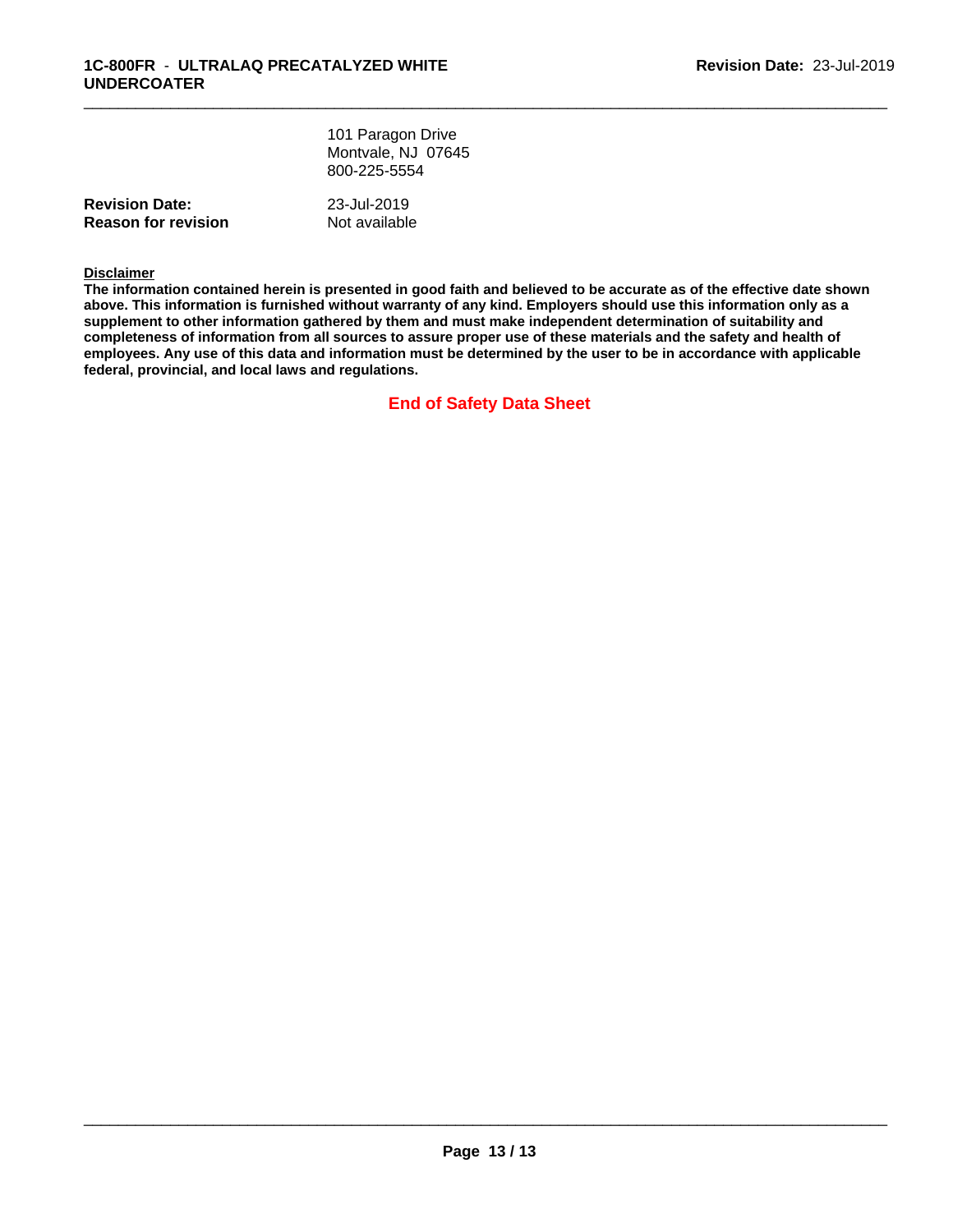101 Paragon Drive
Montvale, NJ 07645
800-225-5554

**Revision Date:** 23-Jul-2019
**Reason for revision** Not available

**Disclaimer**

**The information contained herein is presented in good faith and believed to be accurate as of the effective date shown above. This information is furnished without warranty of any kind. Employers should use this information only as a supplement to other information gathered by them and must make independent determination of suitability and completeness of information from all sources to assure proper use of these materials and the safety and health of employees. Any use of this data and information must be determined by the user to be in accordance with applicable federal, provincial, and local laws and regulations.**

**End of Safety Data Sheet**